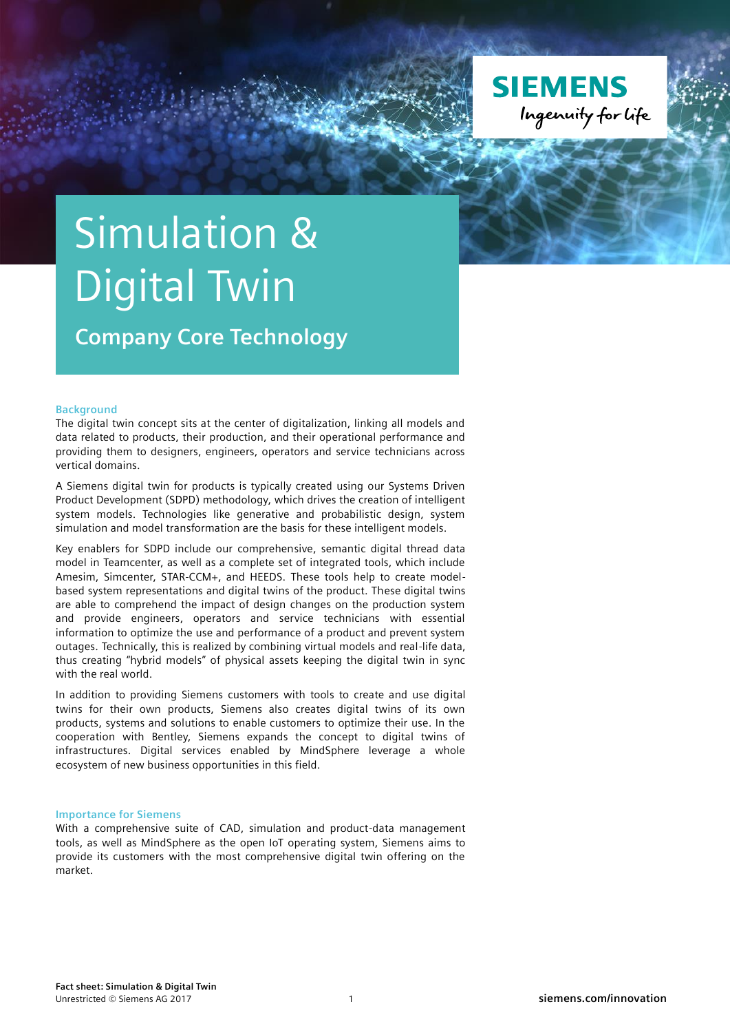# Simulation & Digital Twin

## Company Core Technology

### Background

The digital twin concept sits at the center of digitalization, linking all models and data related to products, their production, and their operational performance and providing them to designers, engineers, operators and service technicians across vertical domains.

A Siemens digital twin for products is typically created using our Systems Driven Product Development (SDPD) methodology, which drives the creation of intelligent system models. Technologies like generative and probabilistic design, system simulation and model transformation are the basis for these intelligent models.

Key enablers for SDPD include our comprehensive, semantic digital thread data model in Teamcenter, as well as a complete set of integrated tools, which include Amesim, Simcenter, STAR-CCM+, and HEEDS. These tools help to create model-based system representations and digital twins of the product. These digital twins are able to comprehend the impact of design changes on the production system and provide engineers, operators and service technicians with essential information to optimize the use and performance of a product and prevent system outages. Technically, this is realized by combining virtual models and real-life data, thus creating "hybrid models" of physical assets keeping the digital twin in sync with the real world.

In addition to providing Siemens customers with tools to create and use digital twins for their own products, Siemens also creates digital twins of its own products, systems and solutions to enable customers to optimize their use. In the cooperation with Bentley, Siemens expands the concept to digital twins of infrastructures. Digital services enabled by MindSphere leverage a whole ecosystem of new business opportunities in this field.

### Importance for Siemens

With a comprehensive suite of CAD, simulation and product-data management tools, as well as MindSphere as the open IoT operating system, Siemens aims to provide its customers with the most comprehensive digital twin offering on the market.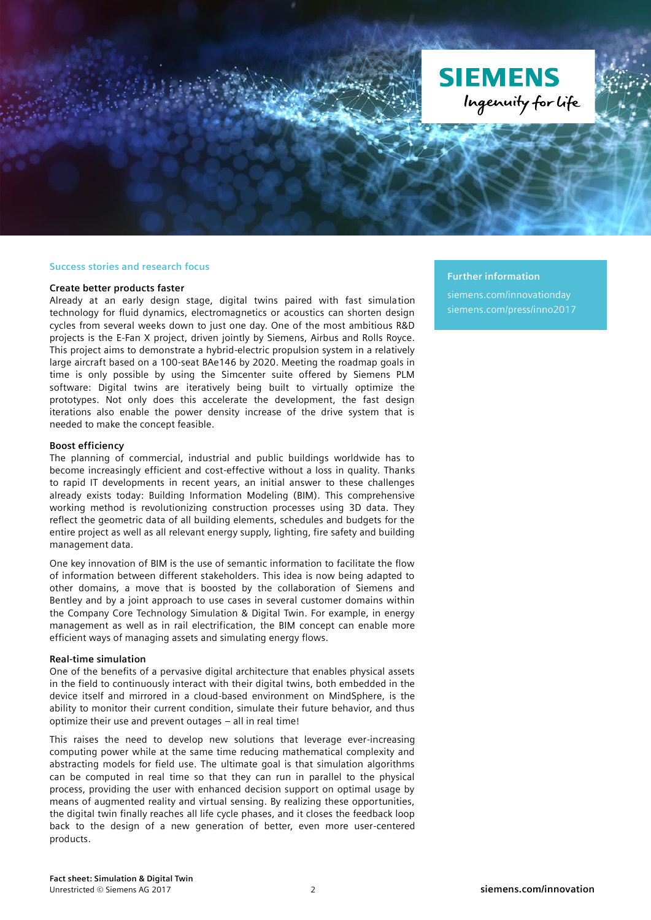## Success stories and research focus

**Create better products faster**
Already at an early design stage, digital twins paired with fast simulation technology for fluid dynamics, electromagnetics or acoustics can shorten design cycles from several weeks down to just one day. One of the most ambitious R&D projects is the E-Fan X project, driven jointly by Siemens, Airbus and Rolls Royce. This project aims to demonstrate a hybrid-electric propulsion system in a relatively large aircraft based on a 100-seat BAe146 by 2020. Meeting the roadmap goals in time is only possible by using the Simcenter suite offered by Siemens PLM software: Digital twins are iteratively being built to virtually optimize the prototypes. Not only does this accelerate the development, the fast design iterations also enable the power density increase of the drive system that is needed to make the concept feasible.

**Boost efficiency**
The planning of commercial, industrial and public buildings worldwide has to become increasingly efficient and cost-effective without a loss in quality. Thanks to rapid IT developments in recent years, an initial answer to these challenges already exists today: Building Information Modeling (BIM). This comprehensive working method is revolutionizing construction processes using 3D data. They reflect the geometric data of all building elements, schedules and budgets for the entire project as well as all relevant energy supply, lighting, fire safety and building management data.

One key innovation of BIM is the use of semantic information to facilitate the flow of information between different stakeholders. This idea is now being adapted to other domains, a move that is boosted by the collaboration of Siemens and Bentley and by a joint approach to use cases in several customer domains within the Company Core Technology Simulation & Digital Twin. For example, in energy management as well as in rail electrification, the BIM concept can enable more efficient ways of managing assets and simulating energy flows.

**Real-time simulation**
One of the benefits of a pervasive digital architecture that enables physical assets in the field to continuously interact with their digital twins, both embedded in the device itself and mirrored in a cloud-based environment on MindSphere, is the ability to monitor their current condition, simulate their future behavior, and thus optimize their use and prevent outages – all in real time!

This raises the need to develop new solutions that leverage ever-increasing computing power while at the same time reducing mathematical complexity and abstracting models for field use. The ultimate goal is that simulation algorithms can be computed in real time so that they can run in parallel to the physical process, providing the user with enhanced decision support on optimal usage by means of augmented reality and virtual sensing. By realizing these opportunities, the digital twin finally reaches all life cycle phases, and it closes the feedback loop back to the design of a new generation of better, even more user-centered products.

**Further information**
siemens.com/innovationday
siemens.com/press/inno2017